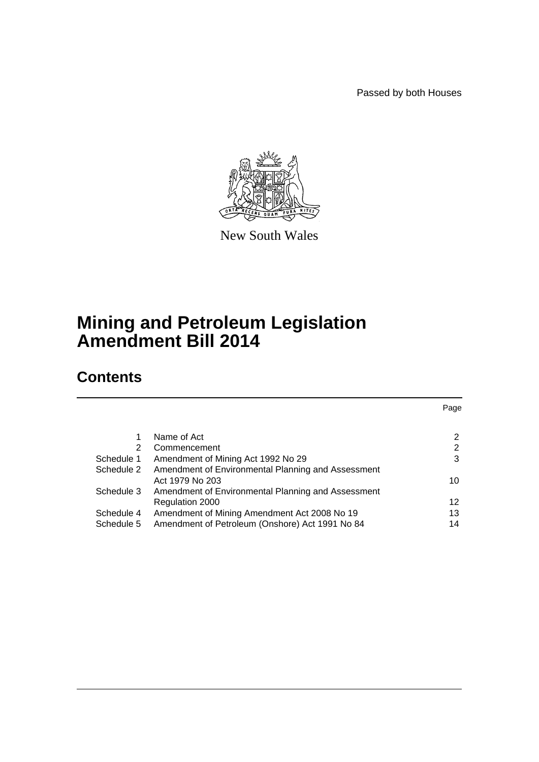Passed by both Houses

New South Wales

# Mining and Petroleum Legislation Amendment Bill 2014

## Contents

| | | Page |
|---|---|---|
| 1 | Name of Act | 2 |
| 2 | Commencement | 2 |
| Schedule 1 | Amendment of Mining Act 1992 No 29 | 3 |
| Schedule 2 | Amendment of Environmental Planning and Assessment Act 1979 No 203 | 10 |
| Schedule 3 | Amendment of Environmental Planning and Assessment Regulation 2000 | 12 |
| Schedule 4 | Amendment of Mining Amendment Act 2008 No 19 | 13 |
| Schedule 5 | Amendment of Petroleum (Onshore) Act 1991 No 84 | 14 |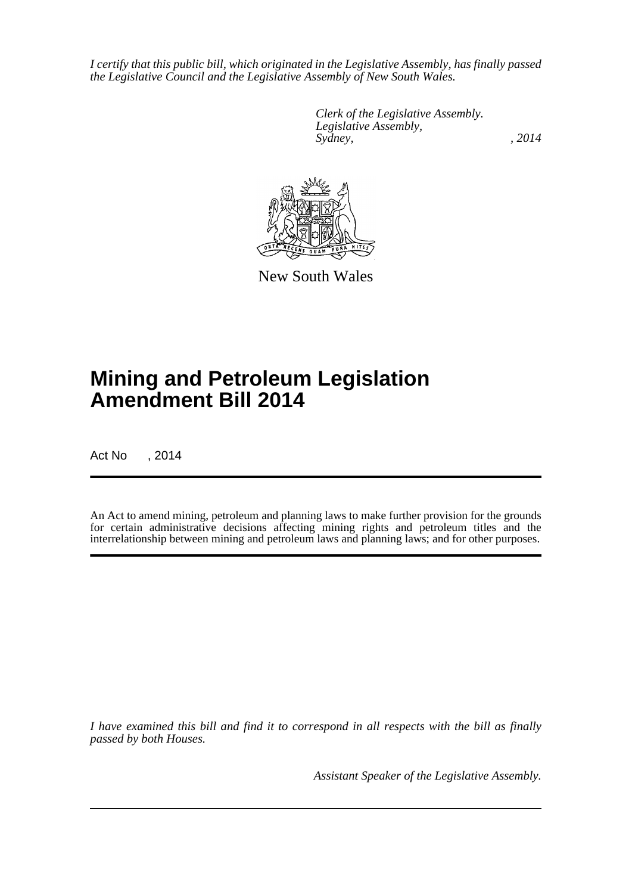*I certify that this public bill, which originated in the Legislative Assembly, has finally passed the Legislative Council and the Legislative Assembly of New South Wales.*

*Clerk of the Legislative Assembly.*
*Legislative Assembly,*
*Sydney, , 2014*

New South Wales

# Mining and Petroleum Legislation Amendment Bill 2014

Act No , 2014

An Act to amend mining, petroleum and planning laws to make further provision for the grounds for certain administrative decisions affecting mining rights and petroleum titles and the interrelationship between mining and petroleum laws and planning laws; and for other purposes.

*I have examined this bill and find it to correspond in all respects with the bill as finally passed by both Houses.*

*Assistant Speaker of the Legislative Assembly.*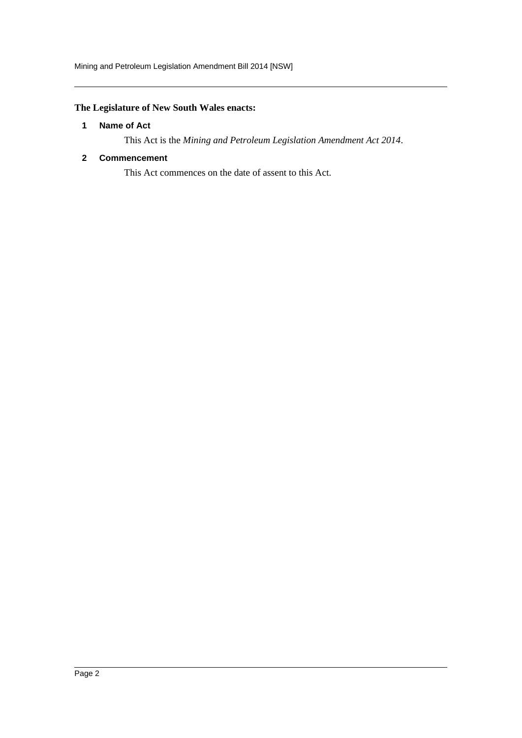**The Legislature of New South Wales enacts:**

## 1 Name of Act

This Act is the *Mining and Petroleum Legislation Amendment Act 2014*.

## 2 Commencement

This Act commences on the date of assent to this Act.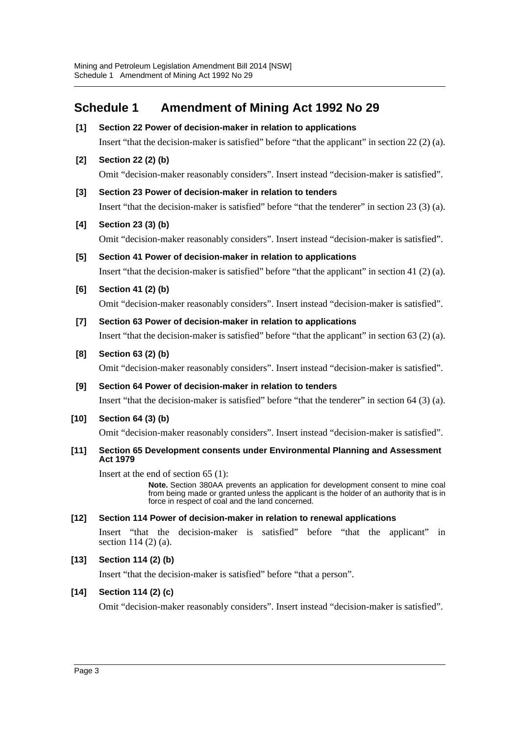# Schedule 1 Amendment of Mining Act 1992 No 29

**[1] Section 22 Power of decision-maker in relation to applications**

Insert "that the decision-maker is satisfied" before "that the applicant" in section 22 (2) (a).

**[2] Section 22 (2) (b)**

Omit "decision-maker reasonably considers". Insert instead "decision-maker is satisfied".

**[3] Section 23 Power of decision-maker in relation to tenders**

Insert "that the decision-maker is satisfied" before "that the tenderer" in section 23 (3) (a).

**[4] Section 23 (3) (b)**

Omit "decision-maker reasonably considers". Insert instead "decision-maker is satisfied".

**[5] Section 41 Power of decision-maker in relation to applications**

Insert "that the decision-maker is satisfied" before "that the applicant" in section 41 (2) (a).

**[6] Section 41 (2) (b)**

Omit "decision-maker reasonably considers". Insert instead "decision-maker is satisfied".

**[7] Section 63 Power of decision-maker in relation to applications**

Insert "that the decision-maker is satisfied" before "that the applicant" in section 63 (2) (a).

**[8] Section 63 (2) (b)**

Omit "decision-maker reasonably considers". Insert instead "decision-maker is satisfied".

**[9] Section 64 Power of decision-maker in relation to tenders**

Insert "that the decision-maker is satisfied" before "that the tenderer" in section 64 (3) (a).

**[10] Section 64 (3) (b)**

Omit "decision-maker reasonably considers". Insert instead "decision-maker is satisfied".

**[11] Section 65 Development consents under Environmental Planning and Assessment Act 1979**

Insert at the end of section 65 (1):

> **Note.** Section 380AA prevents an application for development consent to mine coal from being made or granted unless the applicant is the holder of an authority that is in force in respect of coal and the land concerned.

**[12] Section 114 Power of decision-maker in relation to renewal applications**

Insert "that the decision-maker is satisfied" before "that the applicant" in section 114 (2) (a).

**[13] Section 114 (2) (b)**

Insert "that the decision-maker is satisfied" before "that a person".

**[14] Section 114 (2) (c)**

Omit "decision-maker reasonably considers". Insert instead "decision-maker is satisfied".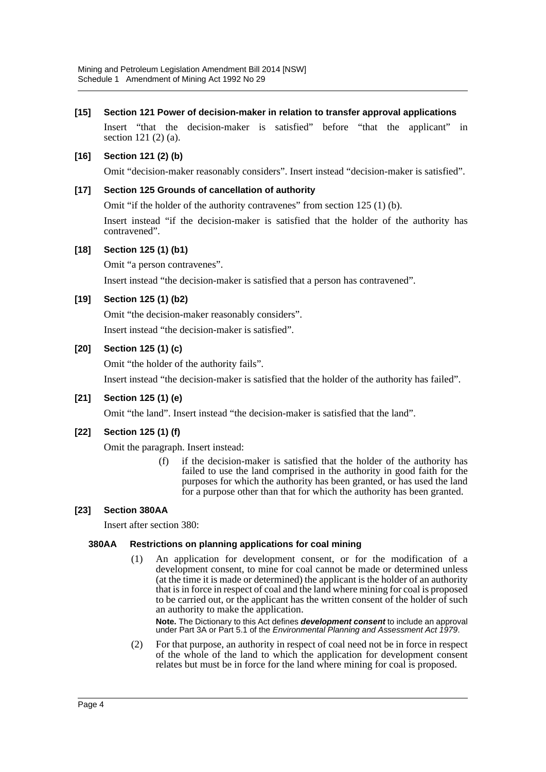**[15] Section 121 Power of decision-maker in relation to transfer approval applications**

Insert "that the decision-maker is satisfied" before "that the applicant" in section 121 (2) (a).

**[16] Section 121 (2) (b)**

Omit "decision-maker reasonably considers". Insert instead "decision-maker is satisfied".

**[17] Section 125 Grounds of cancellation of authority**

Omit "if the holder of the authority contravenes" from section 125 (1) (b).

Insert instead "if the decision-maker is satisfied that the holder of the authority has contravened".

**[18] Section 125 (1) (b1)**

Omit "a person contravenes".

Insert instead "the decision-maker is satisfied that a person has contravened".

**[19] Section 125 (1) (b2)**

Omit "the decision-maker reasonably considers".

Insert instead "the decision-maker is satisfied".

**[20] Section 125 (1) (c)**

Omit "the holder of the authority fails".

Insert instead "the decision-maker is satisfied that the holder of the authority has failed".

**[21] Section 125 (1) (e)**

Omit "the land". Insert instead "the decision-maker is satisfied that the land".

**[22] Section 125 (1) (f)**

Omit the paragraph. Insert instead:

> (f) if the decision-maker is satisfied that the holder of the authority has failed to use the land comprised in the authority in good faith for the purposes for which the authority has been granted, or has used the land for a purpose other than that for which the authority has been granted.

**[23] Section 380AA**

Insert after section 380:

**380AA Restrictions on planning applications for coal mining**

(1) An application for development consent, or for the modification of a development consent, to mine for coal cannot be made or determined unless (at the time it is made or determined) the applicant is the holder of an authority that is in force in respect of coal and the land where mining for coal is proposed to be carried out, or the applicant has the written consent of the holder of such an authority to make the application.

**Note.** The Dictionary to this Act defines ***development consent*** to include an approval under Part 3A or Part 5.1 of the *Environmental Planning and Assessment Act 1979*.

(2) For that purpose, an authority in respect of coal need not be in force in respect of the whole of the land to which the application for development consent relates but must be in force for the land where mining for coal is proposed.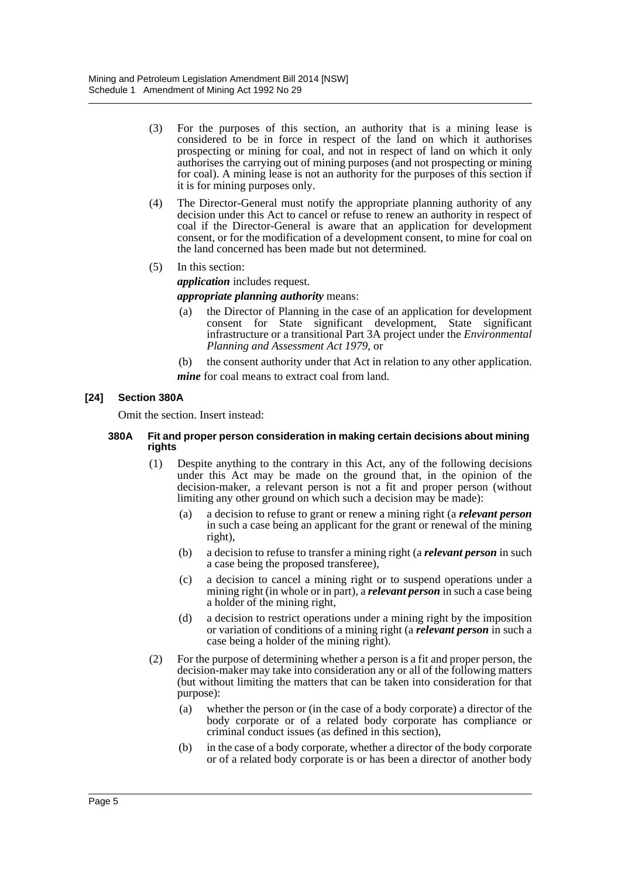(3) For the purposes of this section, an authority that is a mining lease is considered to be in force in respect of the land on which it authorises prospecting or mining for coal, and not in respect of land on which it only authorises the carrying out of mining purposes (and not prospecting or mining for coal). A mining lease is not an authority for the purposes of this section if it is for mining purposes only.

(4) The Director-General must notify the appropriate planning authority of any decision under this Act to cancel or refuse to renew an authority in respect of coal if the Director-General is aware that an application for development consent, or for the modification of a development consent, to mine for coal on the land concerned has been made but not determined.

(5) In this section:

***application*** includes request.

***appropriate planning authority*** means:

(a) the Director of Planning in the case of an application for development consent for State significant development, State significant infrastructure or a transitional Part 3A project under the *Environmental Planning and Assessment Act 1979*, or

(b) the consent authority under that Act in relation to any other application.

***mine*** for coal means to extract coal from land.

#### [24] Section 380A

Omit the section. Insert instead:

##### 380A Fit and proper person consideration in making certain decisions about mining rights

(1) Despite anything to the contrary in this Act, any of the following decisions under this Act may be made on the ground that, in the opinion of the decision-maker, a relevant person is not a fit and proper person (without limiting any other ground on which such a decision may be made):

(a) a decision to refuse to grant or renew a mining right (a ***relevant person*** in such a case being an applicant for the grant or renewal of the mining right),

(b) a decision to refuse to transfer a mining right (a ***relevant person*** in such a case being the proposed transferee),

(c) a decision to cancel a mining right or to suspend operations under a mining right (in whole or in part), a ***relevant person*** in such a case being a holder of the mining right,

(d) a decision to restrict operations under a mining right by the imposition or variation of conditions of a mining right (a ***relevant person*** in such a case being a holder of the mining right).

(2) For the purpose of determining whether a person is a fit and proper person, the decision-maker may take into consideration any or all of the following matters (but without limiting the matters that can be taken into consideration for that purpose):

(a) whether the person or (in the case of a body corporate) a director of the body corporate or of a related body corporate has compliance or criminal conduct issues (as defined in this section),

(b) in the case of a body corporate, whether a director of the body corporate or of a related body corporate is or has been a director of another body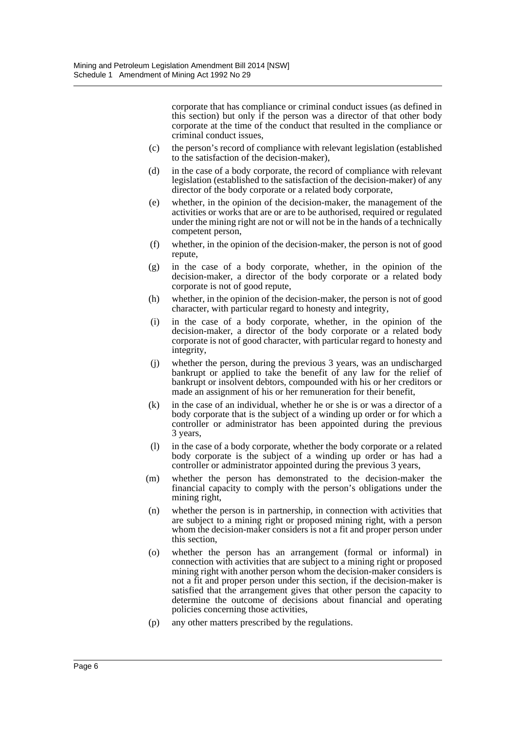corporate that has compliance or criminal conduct issues (as defined in this section) but only if the person was a director of that other body corporate at the time of the conduct that resulted in the compliance or criminal conduct issues,

(c) the person's record of compliance with relevant legislation (established to the satisfaction of the decision-maker),

(d) in the case of a body corporate, the record of compliance with relevant legislation (established to the satisfaction of the decision-maker) of any director of the body corporate or a related body corporate,

(e) whether, in the opinion of the decision-maker, the management of the activities or works that are or are to be authorised, required or regulated under the mining right are not or will not be in the hands of a technically competent person,

(f) whether, in the opinion of the decision-maker, the person is not of good repute,

(g) in the case of a body corporate, whether, in the opinion of the decision-maker, a director of the body corporate or a related body corporate is not of good repute,

(h) whether, in the opinion of the decision-maker, the person is not of good character, with particular regard to honesty and integrity,

(i) in the case of a body corporate, whether, in the opinion of the decision-maker, a director of the body corporate or a related body corporate is not of good character, with particular regard to honesty and integrity,

(j) whether the person, during the previous 3 years, was an undischarged bankrupt or applied to take the benefit of any law for the relief of bankrupt or insolvent debtors, compounded with his or her creditors or made an assignment of his or her remuneration for their benefit,

(k) in the case of an individual, whether he or she is or was a director of a body corporate that is the subject of a winding up order or for which a controller or administrator has been appointed during the previous 3 years,

(l) in the case of a body corporate, whether the body corporate or a related body corporate is the subject of a winding up order or has had a controller or administrator appointed during the previous 3 years,

(m) whether the person has demonstrated to the decision-maker the financial capacity to comply with the person's obligations under the mining right,

(n) whether the person is in partnership, in connection with activities that are subject to a mining right or proposed mining right, with a person whom the decision-maker considers is not a fit and proper person under this section,

(o) whether the person has an arrangement (formal or informal) in connection with activities that are subject to a mining right or proposed mining right with another person whom the decision-maker considers is not a fit and proper person under this section, if the decision-maker is satisfied that the arrangement gives that other person the capacity to determine the outcome of decisions about financial and operating policies concerning those activities,

(p) any other matters prescribed by the regulations.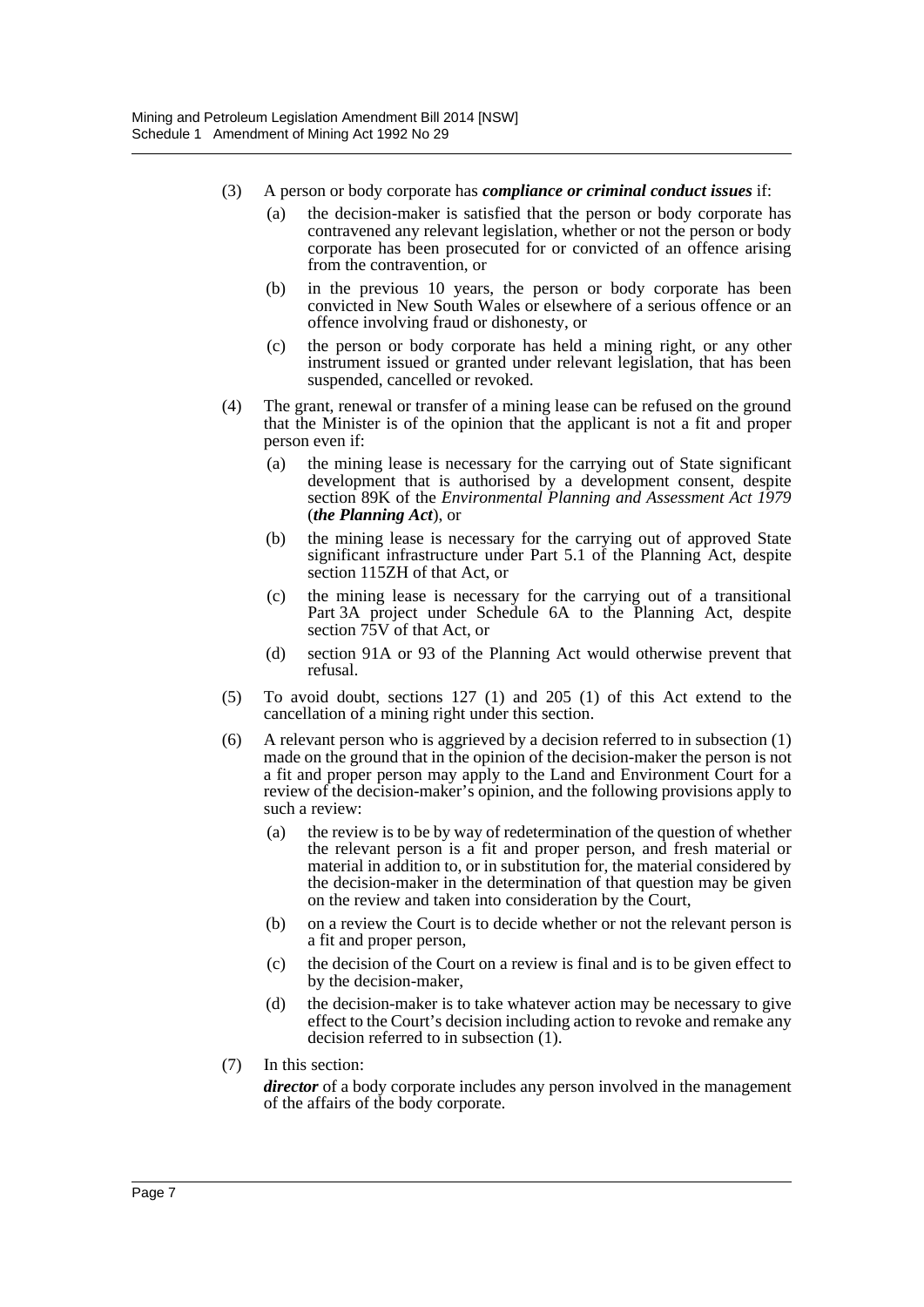(3) A person or body corporate has ***compliance or criminal conduct issues*** if:

(a) the decision-maker is satisfied that the person or body corporate has contravened any relevant legislation, whether or not the person or body corporate has been prosecuted for or convicted of an offence arising from the contravention, or

(b) in the previous 10 years, the person or body corporate has been convicted in New South Wales or elsewhere of a serious offence or an offence involving fraud or dishonesty, or

(c) the person or body corporate has held a mining right, or any other instrument issued or granted under relevant legislation, that has been suspended, cancelled or revoked.

(4) The grant, renewal or transfer of a mining lease can be refused on the ground that the Minister is of the opinion that the applicant is not a fit and proper person even if:

(a) the mining lease is necessary for the carrying out of State significant development that is authorised by a development consent, despite section 89K of the *Environmental Planning and Assessment Act 1979* (***the Planning Act***), or

(b) the mining lease is necessary for the carrying out of approved State significant infrastructure under Part 5.1 of the Planning Act, despite section 115ZH of that Act, or

(c) the mining lease is necessary for the carrying out of a transitional Part 3A project under Schedule 6A to the Planning Act, despite section 75V of that Act, or

(d) section 91A or 93 of the Planning Act would otherwise prevent that refusal.

(5) To avoid doubt, sections 127 (1) and 205 (1) of this Act extend to the cancellation of a mining right under this section.

(6) A relevant person who is aggrieved by a decision referred to in subsection (1) made on the ground that in the opinion of the decision-maker the person is not a fit and proper person may apply to the Land and Environment Court for a review of the decision-maker's opinion, and the following provisions apply to such a review:

(a) the review is to be by way of redetermination of the question of whether the relevant person is a fit and proper person, and fresh material or material in addition to, or in substitution for, the material considered by the decision-maker in the determination of that question may be given on the review and taken into consideration by the Court,

(b) on a review the Court is to decide whether or not the relevant person is a fit and proper person,

(c) the decision of the Court on a review is final and is to be given effect to by the decision-maker,

(d) the decision-maker is to take whatever action may be necessary to give effect to the Court's decision including action to revoke and remake any decision referred to in subsection (1).

(7) In this section:

***director*** of a body corporate includes any person involved in the management of the affairs of the body corporate.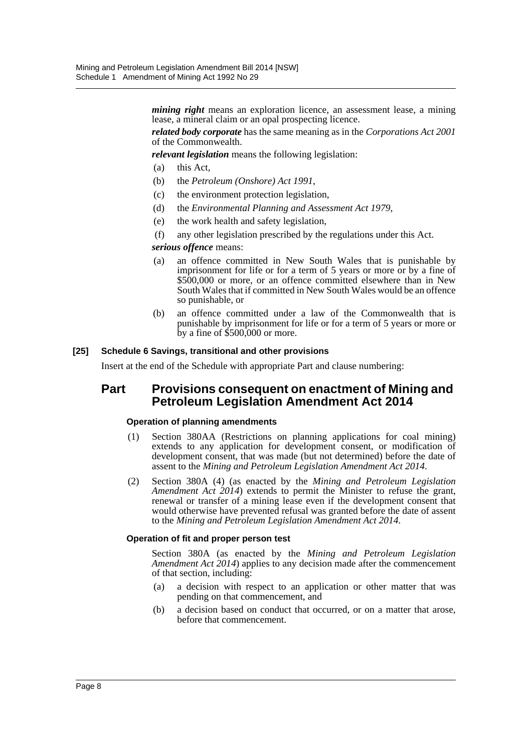***mining right*** means an exploration licence, an assessment lease, a mining lease, a mineral claim or an opal prospecting licence.

***related body corporate*** has the same meaning as in the *Corporations Act 2001* of the Commonwealth.

***relevant legislation*** means the following legislation:

- (a) this Act,
- (b) the *Petroleum (Onshore) Act 1991*,
- (c) the environment protection legislation,
- (d) the *Environmental Planning and Assessment Act 1979*,
- (e) the work health and safety legislation,
- (f) any other legislation prescribed by the regulations under this Act.

***serious offence*** means:

- (a) an offence committed in New South Wales that is punishable by imprisonment for life or for a term of 5 years or more or by a fine of $500,000 or more, or an offence committed elsewhere than in New South Wales that if committed in New South Wales would be an offence so punishable, or
- (b) an offence committed under a law of the Commonwealth that is punishable by imprisonment for life or for a term of 5 years or more or by a fine of $500,000 or more.

#### [25] Schedule 6 Savings, transitional and other provisions

Insert at the end of the Schedule with appropriate Part and clause numbering:

## Part Provisions consequent on enactment of Mining and Petroleum Legislation Amendment Act 2014

#### Operation of planning amendments

(1) Section 380AA (Restrictions on planning applications for coal mining) extends to any application for development consent, or modification of development consent, that was made (but not determined) before the date of assent to the *Mining and Petroleum Legislation Amendment Act 2014*.

(2) Section 380A (4) (as enacted by the *Mining and Petroleum Legislation Amendment Act 2014*) extends to permit the Minister to refuse the grant, renewal or transfer of a mining lease even if the development consent that would otherwise have prevented refusal was granted before the date of assent to the *Mining and Petroleum Legislation Amendment Act 2014*.

#### Operation of fit and proper person test

Section 380A (as enacted by the *Mining and Petroleum Legislation Amendment Act 2014*) applies to any decision made after the commencement of that section, including:

- (a) a decision with respect to an application or other matter that was pending on that commencement, and
- (b) a decision based on conduct that occurred, or on a matter that arose, before that commencement.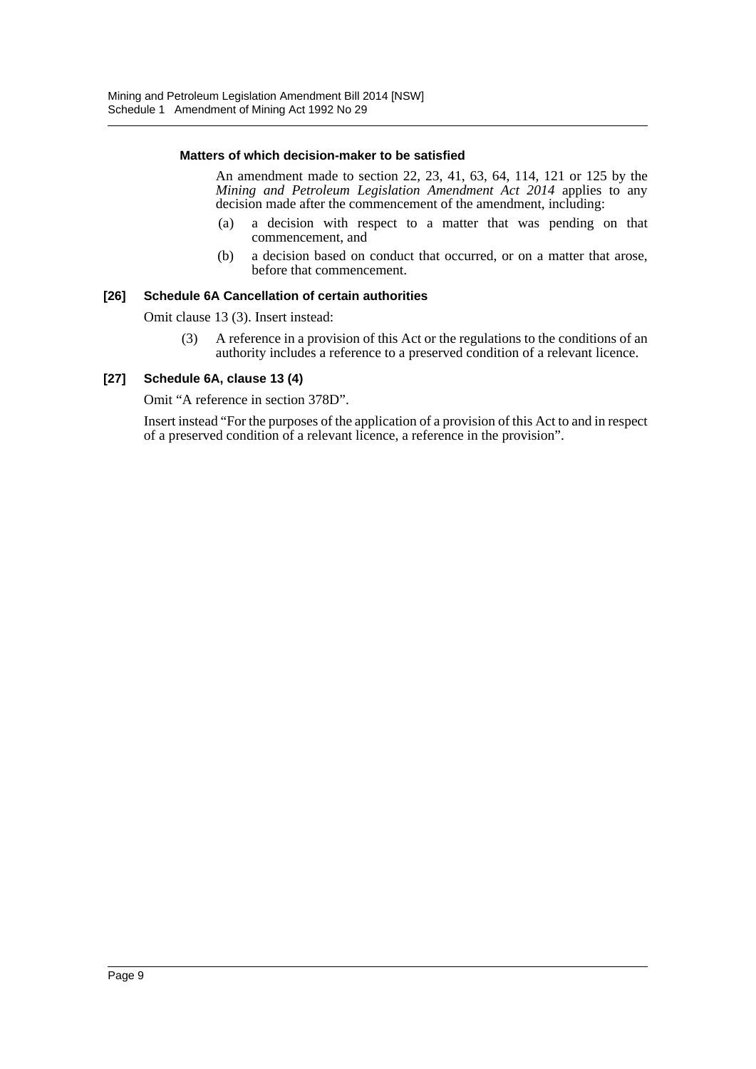**Matters of which decision-maker to be satisfied**

An amendment made to section 22, 23, 41, 63, 64, 114, 121 or 125 by the *Mining and Petroleum Legislation Amendment Act 2014* applies to any decision made after the commencement of the amendment, including:

(a) a decision with respect to a matter that was pending on that commencement, and

(b) a decision based on conduct that occurred, or on a matter that arose, before that commencement.

**[26] Schedule 6A Cancellation of certain authorities**

Omit clause 13 (3). Insert instead:

(3) A reference in a provision of this Act or the regulations to the conditions of an authority includes a reference to a preserved condition of a relevant licence.

**[27] Schedule 6A, clause 13 (4)**

Omit "A reference in section 378D".

Insert instead "For the purposes of the application of a provision of this Act to and in respect of a preserved condition of a relevant licence, a reference in the provision".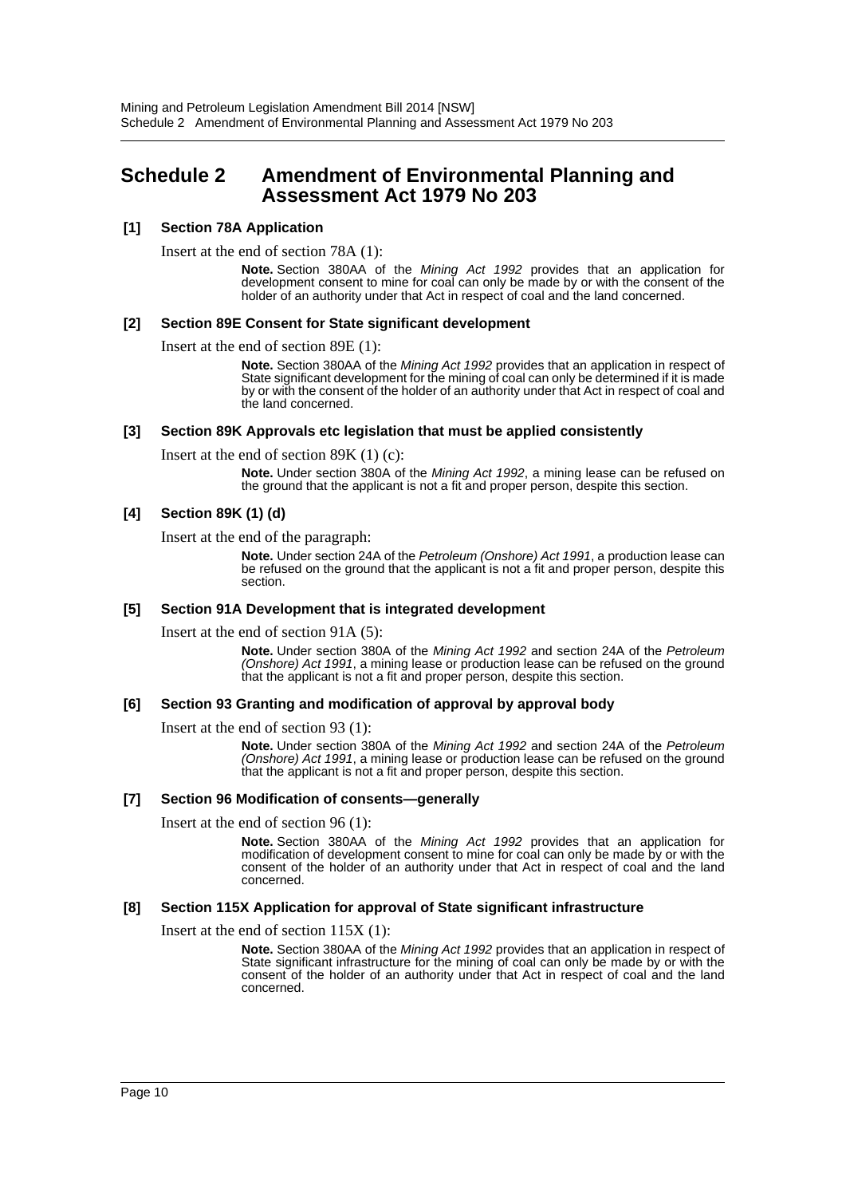# Schedule 2 Amendment of Environmental Planning and Assessment Act 1979 No 203

### [1] Section 78A Application

Insert at the end of section 78A (1):

> **Note.** Section 380AA of the *Mining Act 1992* provides that an application for development consent to mine for coal can only be made by or with the consent of the holder of an authority under that Act in respect of coal and the land concerned.

### [2] Section 89E Consent for State significant development

Insert at the end of section 89E (1):

> **Note.** Section 380AA of the *Mining Act 1992* provides that an application in respect of State significant development for the mining of coal can only be determined if it is made by or with the consent of the holder of an authority under that Act in respect of coal and the land concerned.

### [3] Section 89K Approvals etc legislation that must be applied consistently

Insert at the end of section 89K (1) (c):

> **Note.** Under section 380A of the *Mining Act 1992*, a mining lease can be refused on the ground that the applicant is not a fit and proper person, despite this section.

### [4] Section 89K (1) (d)

Insert at the end of the paragraph:

> **Note.** Under section 24A of the *Petroleum (Onshore) Act 1991*, a production lease can be refused on the ground that the applicant is not a fit and proper person, despite this section.

### [5] Section 91A Development that is integrated development

Insert at the end of section 91A (5):

> **Note.** Under section 380A of the *Mining Act 1992* and section 24A of the *Petroleum (Onshore) Act 1991*, a mining lease or production lease can be refused on the ground that the applicant is not a fit and proper person, despite this section.

### [6] Section 93 Granting and modification of approval by approval body

Insert at the end of section 93 (1):

> **Note.** Under section 380A of the *Mining Act 1992* and section 24A of the *Petroleum (Onshore) Act 1991*, a mining lease or production lease can be refused on the ground that the applicant is not a fit and proper person, despite this section.

### [7] Section 96 Modification of consents—generally

Insert at the end of section 96 (1):

> **Note.** Section 380AA of the *Mining Act 1992* provides that an application for modification of development consent to mine for coal can only be made by or with the consent of the holder of an authority under that Act in respect of coal and the land concerned.

### [8] Section 115X Application for approval of State significant infrastructure

Insert at the end of section 115X (1):

> **Note.** Section 380AA of the *Mining Act 1992* provides that an application in respect of State significant infrastructure for the mining of coal can only be made by or with the consent of the holder of an authority under that Act in respect of coal and the land concerned.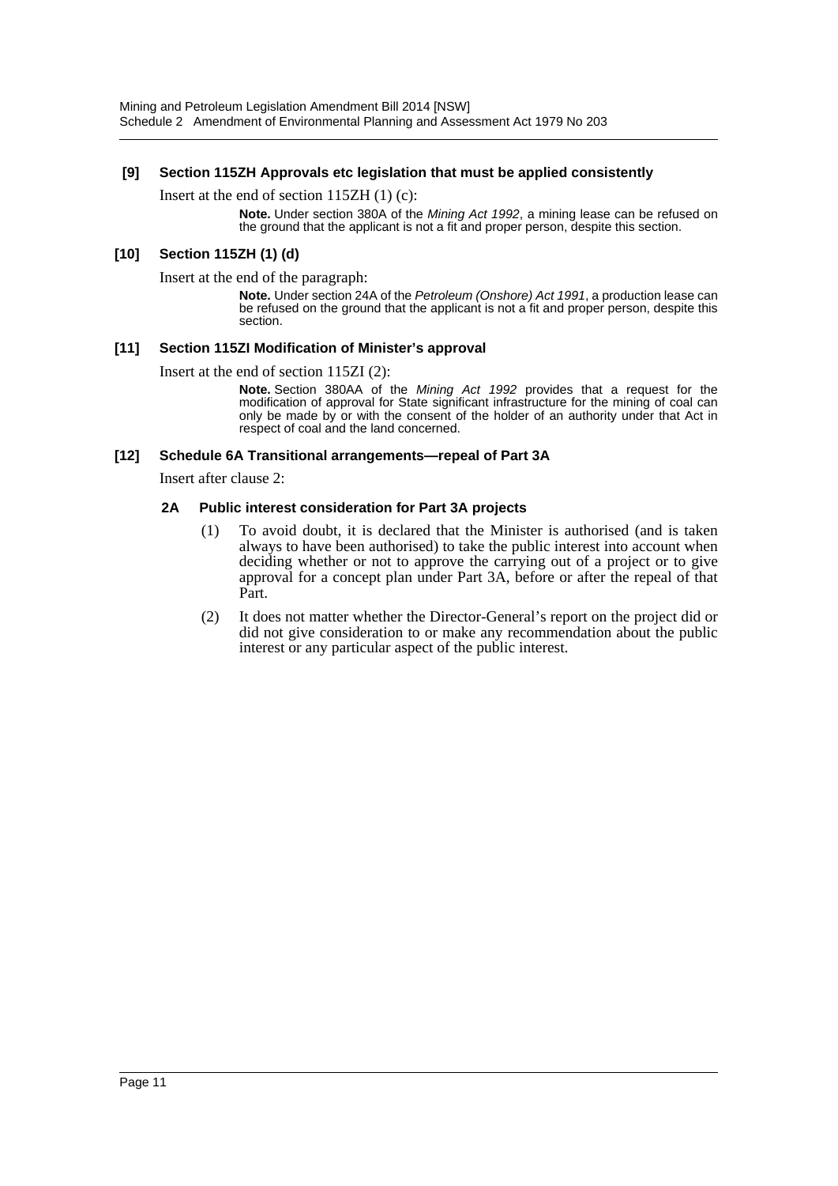### [9] Section 115ZH Approvals etc legislation that must be applied consistently

Insert at the end of section 115ZH (1) (c):

> **Note.** Under section 380A of the *Mining Act 1992*, a mining lease can be refused on the ground that the applicant is not a fit and proper person, despite this section.

### [10] Section 115ZH (1) (d)

Insert at the end of the paragraph:

> **Note.** Under section 24A of the *Petroleum (Onshore) Act 1991*, a production lease can be refused on the ground that the applicant is not a fit and proper person, despite this section.

### [11] Section 115ZI Modification of Minister's approval

Insert at the end of section 115ZI (2):

> **Note.** Section 380AA of the *Mining Act 1992* provides that a request for the modification of approval for State significant infrastructure for the mining of coal can only be made by or with the consent of the holder of an authority under that Act in respect of coal and the land concerned.

### [12] Schedule 6A Transitional arrangements—repeal of Part 3A

Insert after clause 2:

#### 2A Public interest consideration for Part 3A projects

(1) To avoid doubt, it is declared that the Minister is authorised (and is taken always to have been authorised) to take the public interest into account when deciding whether or not to approve the carrying out of a project or to give approval for a concept plan under Part 3A, before or after the repeal of that Part.

(2) It does not matter whether the Director-General's report on the project did or did not give consideration to or make any recommendation about the public interest or any particular aspect of the public interest.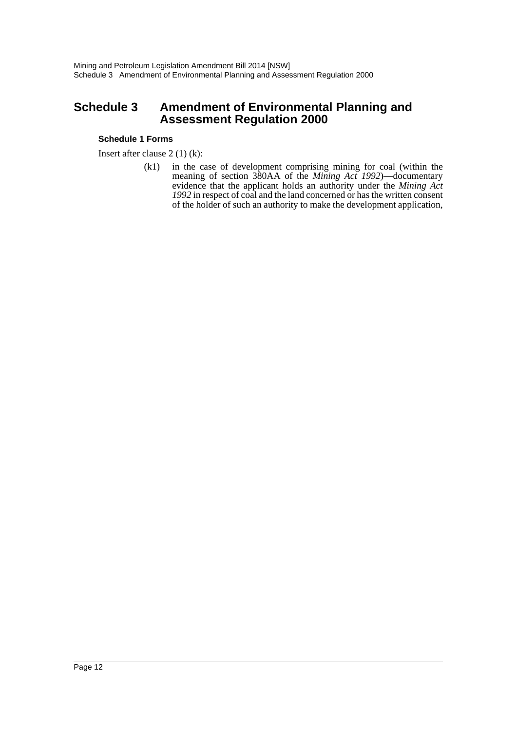# Schedule 3 Amendment of Environmental Planning and Assessment Regulation 2000

### Schedule 1 Forms

Insert after clause 2 (1) (k):

(k1) in the case of development comprising mining for coal (within the meaning of section 380AA of the *Mining Act 1992*)—documentary evidence that the applicant holds an authority under the *Mining Act 1992* in respect of coal and the land concerned or has the written consent of the holder of such an authority to make the development application,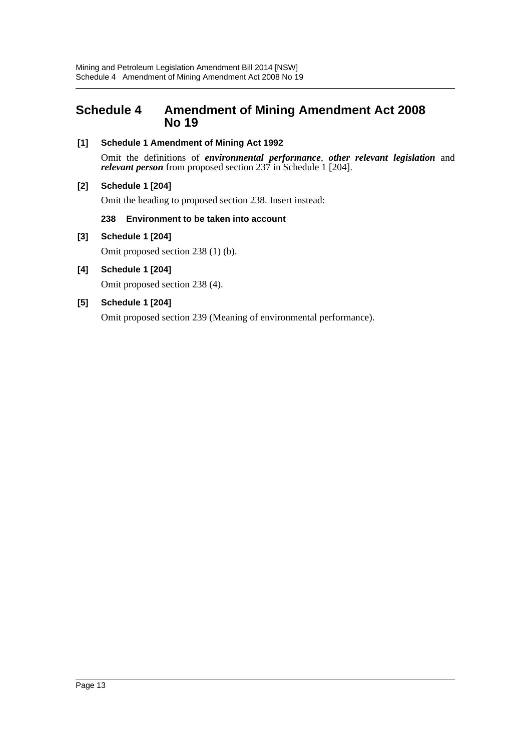# Schedule 4 Amendment of Mining Amendment Act 2008 No 19

**[1] Schedule 1 Amendment of Mining Act 1992**

Omit the definitions of ***environmental performance***, ***other relevant legislation*** and ***relevant person*** from proposed section 237 in Schedule 1 [204].

**[2] Schedule 1 [204]**

Omit the heading to proposed section 238. Insert instead:

**238 Environment to be taken into account**

**[3] Schedule 1 [204]**

Omit proposed section 238 (1) (b).

**[4] Schedule 1 [204]**

Omit proposed section 238 (4).

**[5] Schedule 1 [204]**

Omit proposed section 239 (Meaning of environmental performance).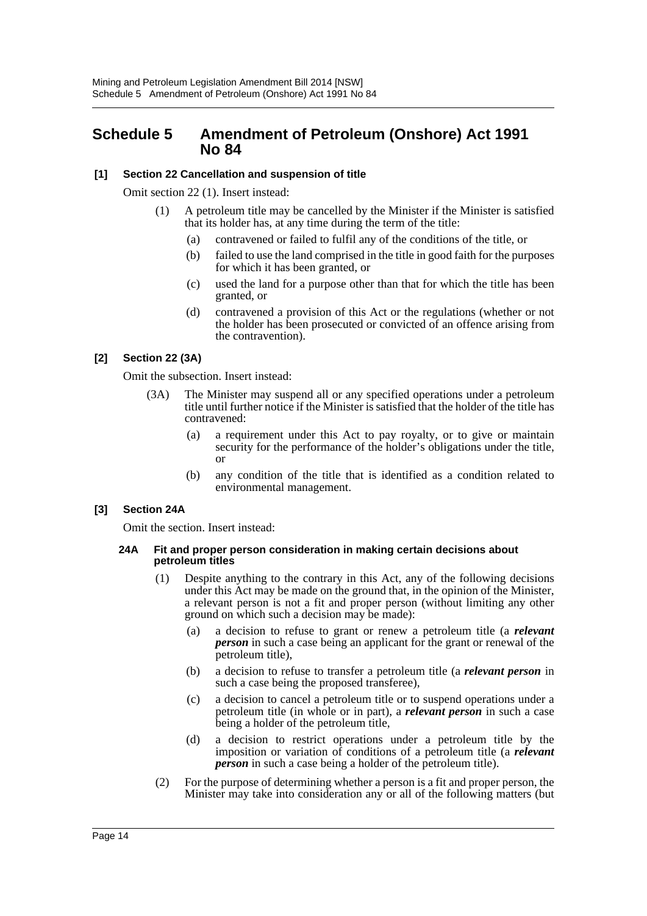# Schedule 5 Amendment of Petroleum (Onshore) Act 1991 No 84

**[1] Section 22 Cancellation and suspension of title**

Omit section 22 (1). Insert instead:

(1) A petroleum title may be cancelled by the Minister if the Minister is satisfied that its holder has, at any time during the term of the title:

(a) contravened or failed to fulfil any of the conditions of the title, or

(b) failed to use the land comprised in the title in good faith for the purposes for which it has been granted, or

(c) used the land for a purpose other than that for which the title has been granted, or

(d) contravened a provision of this Act or the regulations (whether or not the holder has been prosecuted or convicted of an offence arising from the contravention).

**[2] Section 22 (3A)**

Omit the subsection. Insert instead:

(3A) The Minister may suspend all or any specified operations under a petroleum title until further notice if the Minister is satisfied that the holder of the title has contravened:

(a) a requirement under this Act to pay royalty, or to give or maintain security for the performance of the holder's obligations under the title, or

(b) any condition of the title that is identified as a condition related to environmental management.

**[3] Section 24A**

Omit the section. Insert instead:

**24A Fit and proper person consideration in making certain decisions about petroleum titles**

(1) Despite anything to the contrary in this Act, any of the following decisions under this Act may be made on the ground that, in the opinion of the Minister, a relevant person is not a fit and proper person (without limiting any other ground on which such a decision may be made):

(a) a decision to refuse to grant or renew a petroleum title (a ***relevant person*** in such a case being an applicant for the grant or renewal of the petroleum title),

(b) a decision to refuse to transfer a petroleum title (a ***relevant person*** in such a case being the proposed transferee),

(c) a decision to cancel a petroleum title or to suspend operations under a petroleum title (in whole or in part), a ***relevant person*** in such a case being a holder of the petroleum title,

(d) a decision to restrict operations under a petroleum title by the imposition or variation of conditions of a petroleum title (a ***relevant person*** in such a case being a holder of the petroleum title).

(2) For the purpose of determining whether a person is a fit and proper person, the Minister may take into consideration any or all of the following matters (but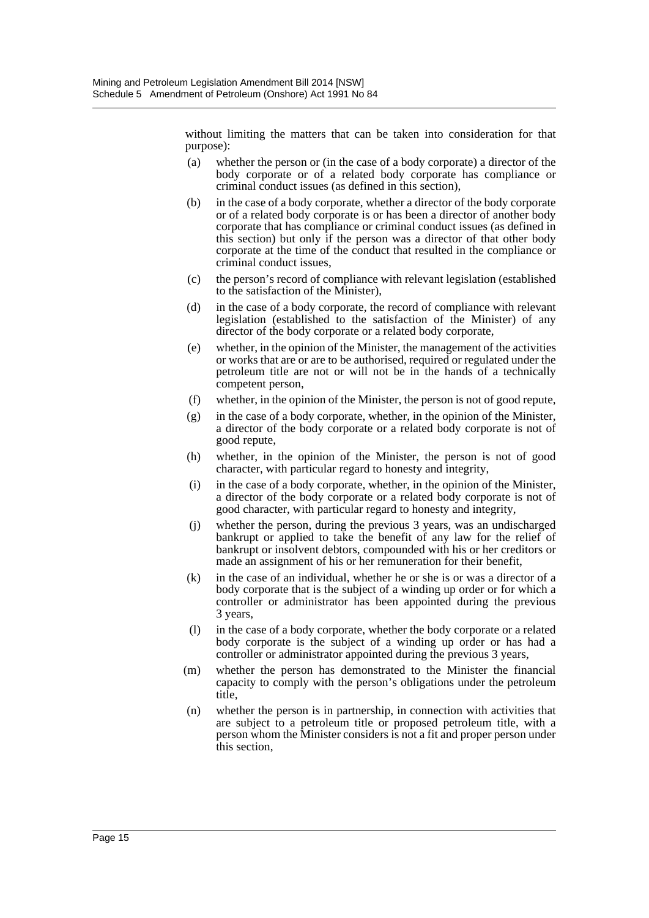without limiting the matters that can be taken into consideration for that purpose):

(a) whether the person or (in the case of a body corporate) a director of the body corporate or of a related body corporate has compliance or criminal conduct issues (as defined in this section),

(b) in the case of a body corporate, whether a director of the body corporate or of a related body corporate is or has been a director of another body corporate that has compliance or criminal conduct issues (as defined in this section) but only if the person was a director of that other body corporate at the time of the conduct that resulted in the compliance or criminal conduct issues,

(c) the person's record of compliance with relevant legislation (established to the satisfaction of the Minister),

(d) in the case of a body corporate, the record of compliance with relevant legislation (established to the satisfaction of the Minister) of any director of the body corporate or a related body corporate,

(e) whether, in the opinion of the Minister, the management of the activities or works that are or are to be authorised, required or regulated under the petroleum title are not or will not be in the hands of a technically competent person,

(f) whether, in the opinion of the Minister, the person is not of good repute,

(g) in the case of a body corporate, whether, in the opinion of the Minister, a director of the body corporate or a related body corporate is not of good repute,

(h) whether, in the opinion of the Minister, the person is not of good character, with particular regard to honesty and integrity,

(i) in the case of a body corporate, whether, in the opinion of the Minister, a director of the body corporate or a related body corporate is not of good character, with particular regard to honesty and integrity,

(j) whether the person, during the previous 3 years, was an undischarged bankrupt or applied to take the benefit of any law for the relief of bankrupt or insolvent debtors, compounded with his or her creditors or made an assignment of his or her remuneration for their benefit,

(k) in the case of an individual, whether he or she is or was a director of a body corporate that is the subject of a winding up order or for which a controller or administrator has been appointed during the previous 3 years,

(l) in the case of a body corporate, whether the body corporate or a related body corporate is the subject of a winding up order or has had a controller or administrator appointed during the previous 3 years,

(m) whether the person has demonstrated to the Minister the financial capacity to comply with the person's obligations under the petroleum title,

(n) whether the person is in partnership, in connection with activities that are subject to a petroleum title or proposed petroleum title, with a person whom the Minister considers is not a fit and proper person under this section,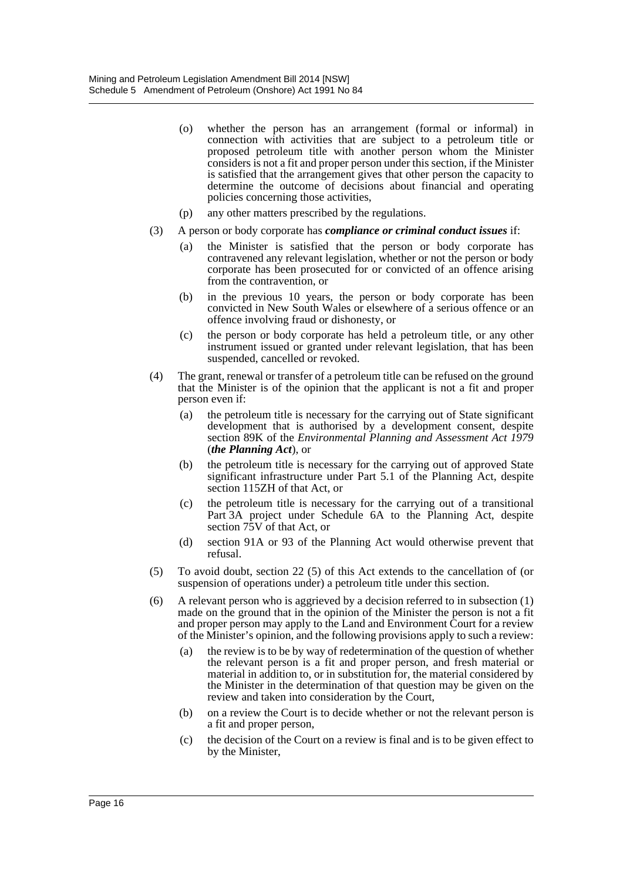(o) whether the person has an arrangement (formal or informal) in connection with activities that are subject to a petroleum title or proposed petroleum title with another person whom the Minister considers is not a fit and proper person under this section, if the Minister is satisfied that the arrangement gives that other person the capacity to determine the outcome of decisions about financial and operating policies concerning those activities,

(p) any other matters prescribed by the regulations.

(3) A person or body corporate has ***compliance or criminal conduct issues*** if:

(a) the Minister is satisfied that the person or body corporate has contravened any relevant legislation, whether or not the person or body corporate has been prosecuted for or convicted of an offence arising from the contravention, or

(b) in the previous 10 years, the person or body corporate has been convicted in New South Wales or elsewhere of a serious offence or an offence involving fraud or dishonesty, or

(c) the person or body corporate has held a petroleum title, or any other instrument issued or granted under relevant legislation, that has been suspended, cancelled or revoked.

(4) The grant, renewal or transfer of a petroleum title can be refused on the ground that the Minister is of the opinion that the applicant is not a fit and proper person even if:

(a) the petroleum title is necessary for the carrying out of State significant development that is authorised by a development consent, despite section 89K of the *Environmental Planning and Assessment Act 1979* (***the Planning Act***), or

(b) the petroleum title is necessary for the carrying out of approved State significant infrastructure under Part 5.1 of the Planning Act, despite section 115ZH of that Act, or

(c) the petroleum title is necessary for the carrying out of a transitional Part 3A project under Schedule 6A to the Planning Act, despite section 75V of that Act, or

(d) section 91A or 93 of the Planning Act would otherwise prevent that refusal.

(5) To avoid doubt, section 22 (5) of this Act extends to the cancellation of (or suspension of operations under) a petroleum title under this section.

(6) A relevant person who is aggrieved by a decision referred to in subsection (1) made on the ground that in the opinion of the Minister the person is not a fit and proper person may apply to the Land and Environment Court for a review of the Minister's opinion, and the following provisions apply to such a review:

(a) the review is to be by way of redetermination of the question of whether the relevant person is a fit and proper person, and fresh material or material in addition to, or in substitution for, the material considered by the Minister in the determination of that question may be given on the review and taken into consideration by the Court,

(b) on a review the Court is to decide whether or not the relevant person is a fit and proper person,

(c) the decision of the Court on a review is final and is to be given effect to by the Minister,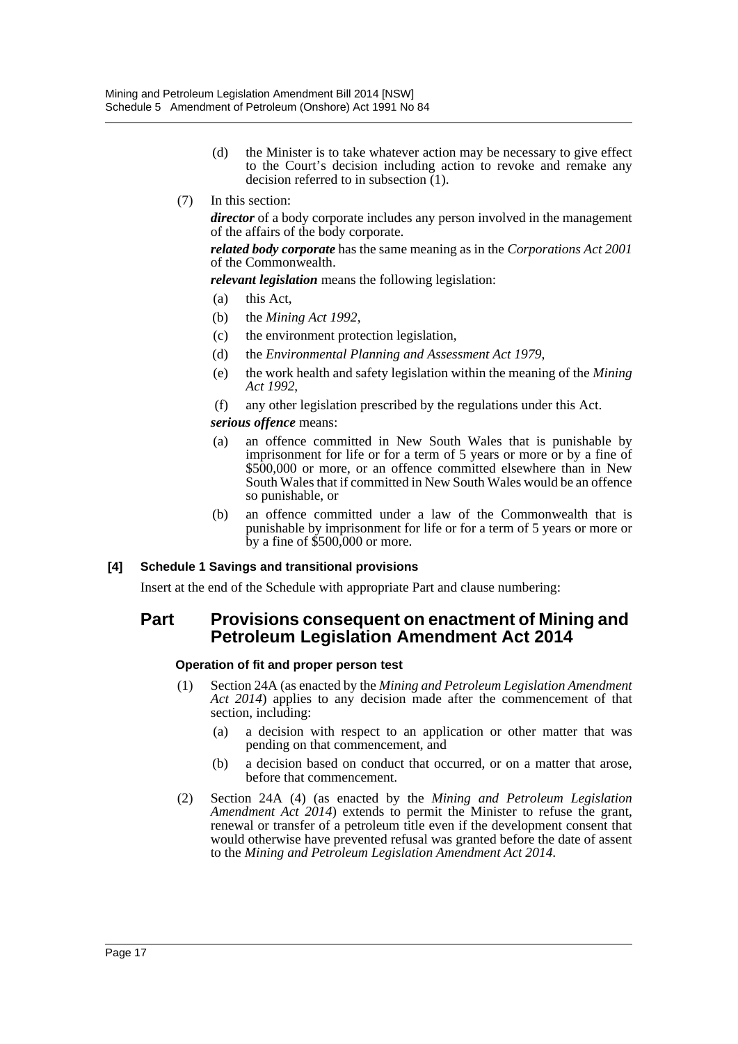(d) the Minister is to take whatever action may be necessary to give effect to the Court's decision including action to revoke and remake any decision referred to in subsection (1).

(7) In this section:

***director*** of a body corporate includes any person involved in the management of the affairs of the body corporate.

***related body corporate*** has the same meaning as in the *Corporations Act 2001* of the Commonwealth.

***relevant legislation*** means the following legislation:

(a) this Act,

(b) the *Mining Act 1992*,

(c) the environment protection legislation,

(d) the *Environmental Planning and Assessment Act 1979*,

(e) the work health and safety legislation within the meaning of the *Mining Act 1992*,

(f) any other legislation prescribed by the regulations under this Act.

***serious offence*** means:

(a) an offence committed in New South Wales that is punishable by imprisonment for life or for a term of 5 years or more or by a fine of $500,000 or more, or an offence committed elsewhere than in New South Wales that if committed in New South Wales would be an offence so punishable, or

(b) an offence committed under a law of the Commonwealth that is punishable by imprisonment for life or for a term of 5 years or more or by a fine of $500,000 or more.

**[4] Schedule 1 Savings and transitional provisions**

Insert at the end of the Schedule with appropriate Part and clause numbering:

## Part Provisions consequent on enactment of Mining and Petroleum Legislation Amendment Act 2014

### Operation of fit and proper person test

(1) Section 24A (as enacted by the *Mining and Petroleum Legislation Amendment Act 2014*) applies to any decision made after the commencement of that section, including:

(a) a decision with respect to an application or other matter that was pending on that commencement, and

(b) a decision based on conduct that occurred, or on a matter that arose, before that commencement.

(2) Section 24A (4) (as enacted by the *Mining and Petroleum Legislation Amendment Act 2014*) extends to permit the Minister to refuse the grant, renewal or transfer of a petroleum title even if the development consent that would otherwise have prevented refusal was granted before the date of assent to the *Mining and Petroleum Legislation Amendment Act 2014*.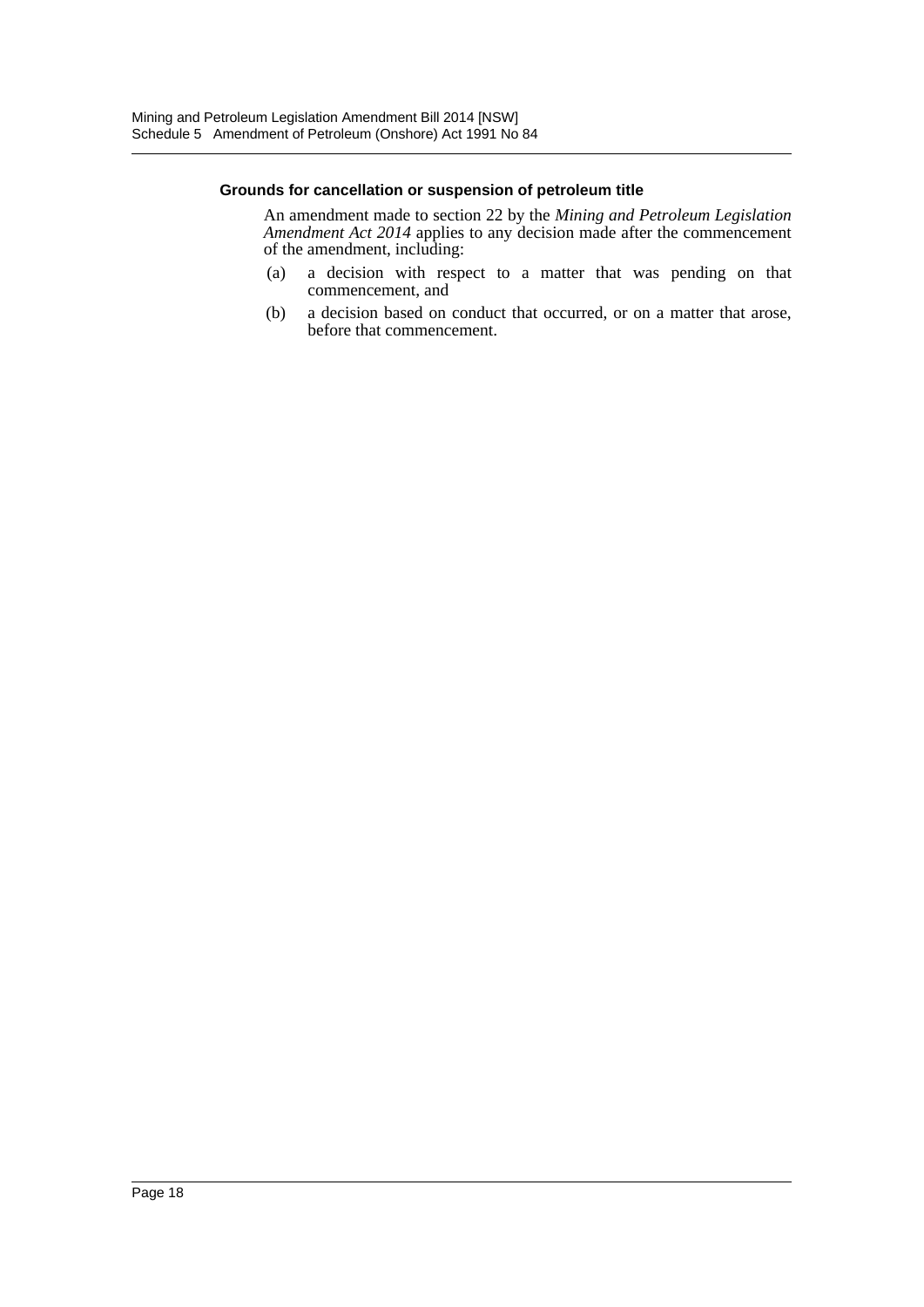#### Grounds for cancellation or suspension of petroleum title

An amendment made to section 22 by the *Mining and Petroleum Legislation Amendment Act 2014* applies to any decision made after the commencement of the amendment, including:

(a) a decision with respect to a matter that was pending on that commencement, and

(b) a decision based on conduct that occurred, or on a matter that arose, before that commencement.